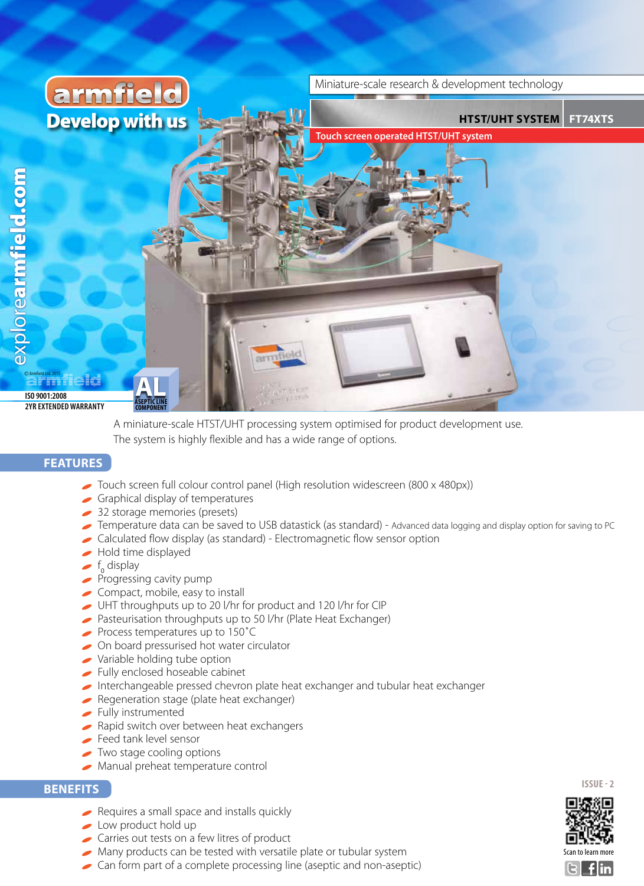armfield

Develop with us

Miniature-scale research & development technology

# HTST/UHT SYSTEM FT74XTS

Touch screen operated HTST/UHT system

explorearmfield.com

© Armfield Ltd. 2015

ISO 9001:2008

2YR EXTENDED WARRANTY

AL ASEPTIC LINE COMPONENT

A miniature-scale HTST/UHT processing system optimised for product development use. The system is highly flexible and has a wide range of options.

## FEATURES

- Touch screen full colour control panel (High resolution widescreen (800 x 480px))
- Graphical display of temperatures
- 32 storage memories (presets)
- Temperature data can be saved to USB datastick (as standard) - Advanced data logging and display option for saving to PC
- Calculated flow display (as standard) - Electromagnetic flow sensor option
- Hold time displayed
- $f_0$ display
- Progressing cavity pump
- Compact, mobile, easy to install
- UHT throughputs up to 20 l/hr for product and 120 l/hr for CIP
- Pasteurisation throughputs up to 50 l/hr (Plate Heat Exchanger)
- Process temperatures up to 150˚C
- On board pressurised hot water circulator
- Variable holding tube option
- Fully enclosed hoseable cabinet
- Interchangeable pressed chevron plate heat exchanger and tubular heat exchanger
- Regeneration stage (plate heat exchanger)
- Fully instrumented
- Rapid switch over between heat exchangers
- Feed tank level sensor
- Two stage cooling options
- Manual preheat temperature control

## BENEFITS

- Requires a small space and installs quickly
- Low product hold up
- Carries out tests on a few litres of product
- Many products can be tested with versatile plate or tubular system
- Can form part of a complete processing line (aseptic and non-aseptic)

ISSUE - 2

Scan to learn more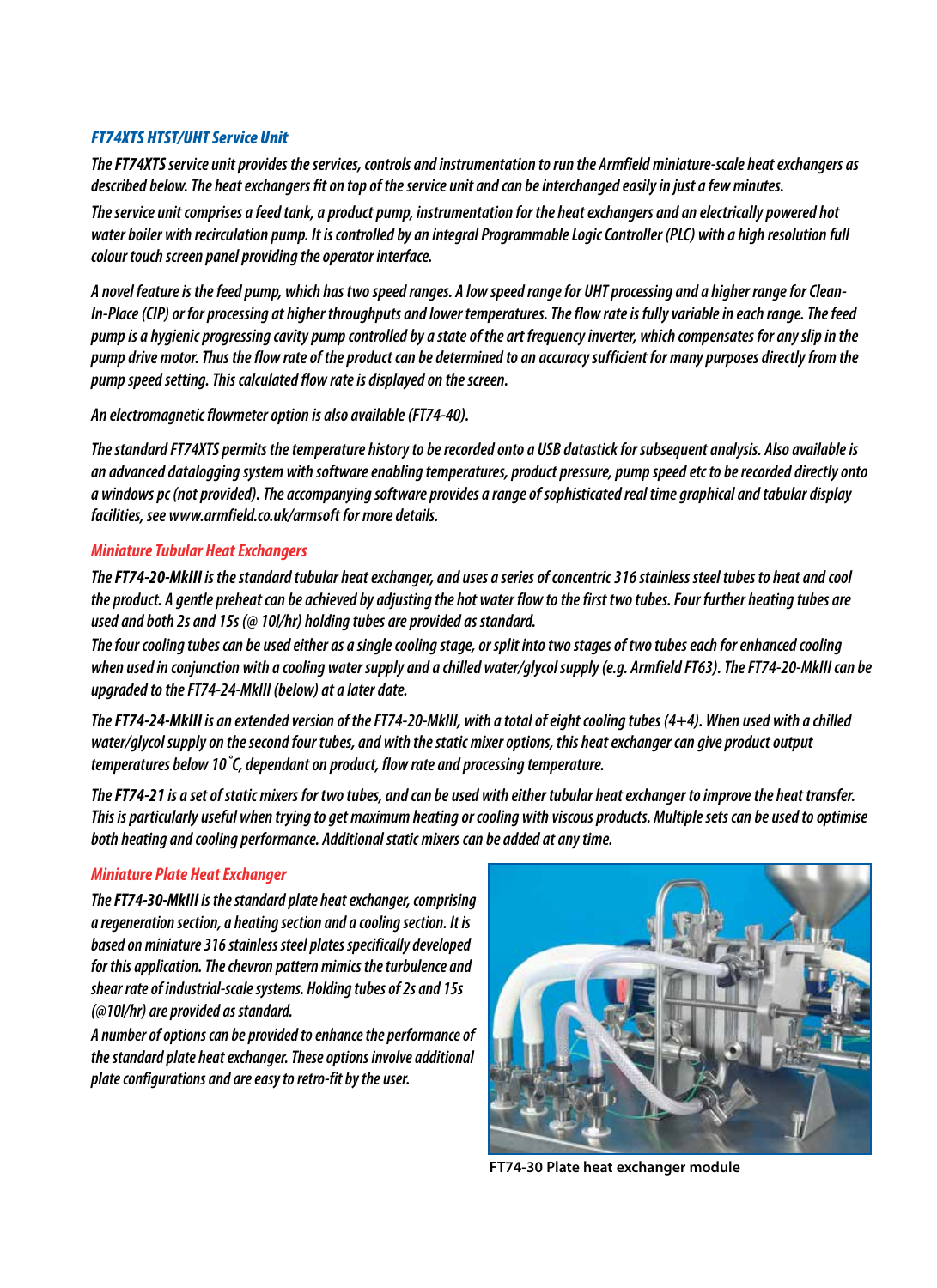### FT74XTS HTST/UHT Service Unit

*The **FT74XTS** service unit provides the services, controls and instrumentation to run the Armfield miniature-scale heat exchangers as described below. The heat exchangers fit on top of the service unit and can be interchanged easily in just a few minutes.*

*The service unit comprises a feed tank, a product pump, instrumentation for the heat exchangers and an electrically powered hot water boiler with recirculation pump. It is controlled by an integral Programmable Logic Controller (PLC) with a high resolution full colour touch screen panel providing the operator interface.*

*A novel feature is the feed pump, which has two speed ranges. A low speed range for UHT processing and a higher range for Clean-In-Place (CIP) or for processing at higher throughputs and lower temperatures. The flow rate is fully variable in each range. The feed pump is a hygienic progressing cavity pump controlled by a state of the art frequency inverter, which compensates for any slip in the pump drive motor. Thus the flow rate of the product can be determined to an accuracy sufficient for many purposes directly from the pump speed setting. This calculated flow rate is displayed on the screen.*

*An electromagnetic flowmeter option is also available (FT74-40).*

*The standard FT74XTS permits the temperature history to be recorded onto a USB datastick for subsequent analysis. Also available is an advanced datalogging system with software enabling temperatures, product pressure, pump speed etc to be recorded directly onto a windows pc (not provided). The accompanying software provides a range of sophisticated real time graphical and tabular display facilities, see www.armfield.co.uk/armsoft for more details.*

### Miniature Tubular Heat Exchangers

*The **FT74-20-MkIII** is the standard tubular heat exchanger, and uses a series of concentric 316 stainless steel tubes to heat and cool the product. A gentle preheat can be achieved by adjusting the hot water flow to the first two tubes. Four further heating tubes are used and both 2s and 15s (@ 10l/hr) holding tubes are provided as standard.*

*The four cooling tubes can be used either as a single cooling stage, or split into two stages of two tubes each for enhanced cooling when used in conjunction with a cooling water supply and a chilled water/glycol supply (e.g. Armfield FT63). The FT74-20-MkIII can be upgraded to the FT74-24-MkIII (below) at a later date.*

*The **FT74-24-MkIII** is an extended version of the FT74-20-MkIII, with a total of eight cooling tubes (4+4). When used with a chilled water/glycol supply on the second four tubes, and with the static mixer options, this heat exchanger can give product output temperatures below 10˚C, dependant on product, flow rate and processing temperature.*

*The **FT74-21** is a set of static mixers for two tubes, and can be used with either tubular heat exchanger to improve the heat transfer. This is particularly useful when trying to get maximum heating or cooling with viscous products. Multiple sets can be used to optimise both heating and cooling performance. Additional static mixers can be added at any time.*

### Miniature Plate Heat Exchanger

*The **FT74-30-MkIII** is the standard plate heat exchanger, comprising a regeneration section, a heating section and a cooling section. It is based on miniature 316 stainless steel plates specifically developed for this application. The chevron pattern mimics the turbulence and shear rate of industrial-scale systems. Holding tubes of 2s and 15s (@10l/hr) are provided as standard.*

*A number of options can be provided to enhance the performance of the standard plate heat exchanger. These options involve additional plate configurations and are easy to retro-fit by the user.*

FT74-30 Plate heat exchanger module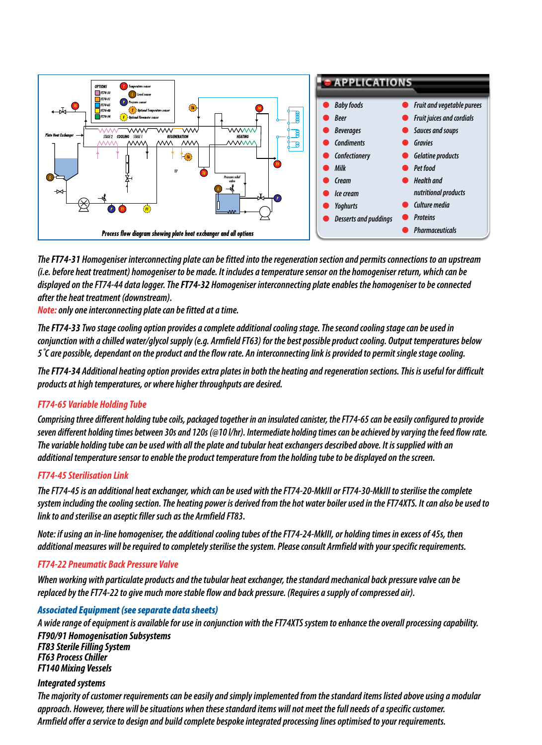Process flow diagram showing plate heat exchanger and all options

## APPLICATIONS

- Baby foods
- Beer
- Beverages
- Condiments
- Confectionery
- Milk
- Cream
- Ice cream
- Yoghurts
- Desserts and puddings
- Fruit and vegetable purees
- Fruit juices and cordials
- Sauces and soups
- Gravies
- Gelatine products
- Pet food
- Health and nutritional products
- Culture media
- Proteins
- Pharmaceuticals

*The **FT74-31** Homogeniser interconnecting plate can be fitted into the regeneration section and permits connections to an upstream (i.e. before heat treatment) homogeniser to be made. It includes a temperature sensor on the homogeniser return, which can be displayed on the FT74-44 data logger. The **FT74-32** Homogeniser interconnecting plate enables the homogeniser to be connected after the heat treatment (downstream).*

*Note: only one interconnecting plate can be fitted at a time.*

*The **FT74-33** Two stage cooling option provides a complete additional cooling stage. The second cooling stage can be used in conjunction with a chilled water/glycol supply (e.g. Armfield FT63) for the best possible product cooling. Output temperatures below 5˚C are possible, dependant on the product and the flow rate. An interconnecting link is provided to permit single stage cooling.*

*The **FT74-34** Additional heating option provides extra plates in both the heating and regeneration sections. This is useful for difficult products at high temperatures, or where higher throughputs are desired.*

### FT74-65 Variable Holding Tube

*Comprising three different holding tube coils, packaged together in an insulated canister, the FT74-65 can be easily configured to provide seven different holding times between 30s and 120s (@10 l/hr). Intermediate holding times can be achieved by varying the feed flow rate. The variable holding tube can be used with all the plate and tubular heat exchangers described above. It is supplied with an additional temperature sensor to enable the product temperature from the holding tube to be displayed on the screen.*

### FT74-45 Sterilisation Link

*The FT74-45 is an additional heat exchanger, which can be used with the FT74-20-MkIII or FT74-30-MkIII to sterilise the complete system including the cooling section. The heating power is derived from the hot water boiler used in the FT74XTS. It can also be used to link to and sterilise an aseptic filler such as the Armfield FT83.*

*Note: if using an in-line homogeniser, the additional cooling tubes of the FT74-24-MkIII, or holding times in excess of 45s, then additional measures will be required to completely sterilise the system. Please consult Armfield with your specific requirements.*

### FT74-22 Pneumatic Back Pressure Valve

*When working with particulate products and the tubular heat exchanger, the standard mechanical back pressure valve can be replaced by the FT74-22 to give much more stable flow and back pressure. (Requires a supply of compressed air).*

### Associated Equipment (see separate data sheets)

*A wide range of equipment is available for use in conjunction with the FT74XTS system to enhance the overall processing capability.*

***FT90/91 Homogenisation Subsystems***
***FT83 Sterile Filling System***
***FT63 Process Chiller***
***FT140 Mixing Vessels***

### Integrated systems

*The majority of customer requirements can be easily and simply implemented from the standard items listed above using a modular approach. However, there will be situations when these standard items will not meet the full needs of a specific customer. Armfield offer a service to design and build complete bespoke integrated processing lines optimised to your requirements.*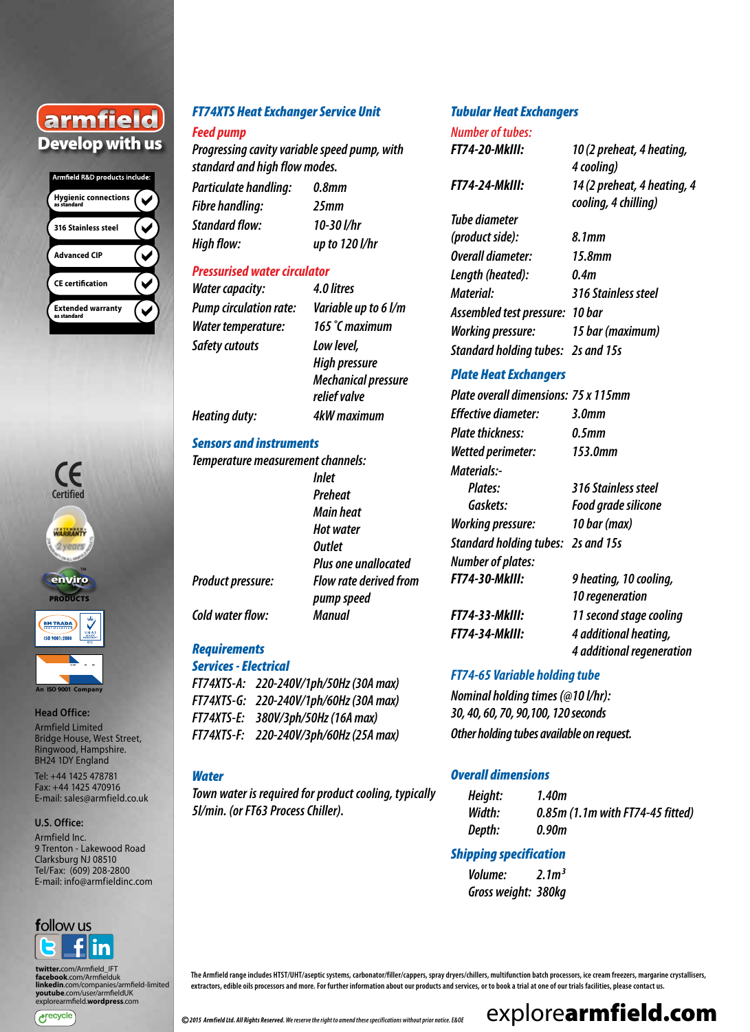armfield
Develop with us

Armfield R&D products include:

- Hygienic connections as standard
- 316 Stainless steel
- Advanced CIP
- CE certification
- Extended warranty as standard

CE Certified

An ISO 9001 Company

**Head Office:**
Armfield Limited
Bridge House, West Street,
Ringwood, Hampshire.
BH24 1DY England
Tel: +44 1425 478781
Fax: +44 1425 470916
E-mail: sales@armfield.co.uk

**U.S. Office:**
Armfield Inc.
9 Trenton - Lakewood Road
Clarksburg NJ 08510
Tel/Fax: (609) 208-2800
E-mail: info@armfieldinc.com

follow us

**twitter**.com/Armfield_IFT
**facebook**.com/Armfielduk
**linkedin**.com/companies/armfield-limited
**youtube**.com/user/armfieldUK
explorearmfield.**wordpress**.com

## FT74XTS Heat Exchanger Service Unit

### Feed pump

Progressing cavity variable speed pump, with standard and high flow modes.

| | |
|---|---|
| Particulate handling: | 0.8mm |
| Fibre handling: | 25mm |
| Standard flow: | 10-30 l/hr |
| High flow: | up to 120 l/hr |

### Pressurised water circulator

| | |
|---|---|
| Water capacity: | 4.0 litres |
| Pump circulation rate: | Variable up to 6 l/m |
| Water temperature: | 165 °C maximum |
| Safety cutouts | Low level, High pressure, Mechanical pressure relief valve |
| Heating duty: | 4kW maximum |

### Sensors and instruments

| | |
|---|---|
| Temperature measurement channels: | Inlet, Preheat, Main heat, Hot water, Outlet, Plus one unallocated |
| Product pressure: | Flow rate derived from pump speed |
| Cold water flow: | Manual |

## Requirements

### Services - Electrical

| | |
|---|---|
| FT74XTS-A: | 220-240V/1ph/50Hz (30A max) |
| FT74XTS-G: | 220-240V/1ph/60Hz (30A max) |
| FT74XTS-E: | 380V/3ph/50Hz (16A max) |
| FT74XTS-F: | 220-240V/3ph/60Hz (25A max) |

### Water

Town water is required for product cooling, typically 5l/min. (or FT63 Process Chiller).

## Tubular Heat Exchangers

### Number of tubes:

| | |
|---|---|
| FT74-20-MkIII: | 10 (2 preheat, 4 heating, 4 cooling) |
| FT74-24-MkIII: | 14 (2 preheat, 4 heating, 4 cooling, 4 chilling) |
| Tube diameter (product side): | 8.1mm |
| Overall diameter: | 15.8mm |
| Length (heated): | 0.4m |
| Material: | 316 Stainless steel |
| Assembled test pressure: | 10 bar |
| Working pressure: | 15 bar (maximum) |
| Standard holding tubes: | 2s and 15s |

## Plate Heat Exchangers

| | |
|---|---|
| Plate overall dimensions: | 75 x 115mm |
| Effective diameter: | 3.0mm |
| Plate thickness: | 0.5mm |
| Wetted perimeter: | 153.0mm |
| Materials:- | |
| Plates: | 316 Stainless steel |
| Gaskets: | Food grade silicone |
| Working pressure: | 10 bar (max) |
| Standard holding tubes: | 2s and 15s |
| Number of plates: | |
| FT74-30-MkIII: | 9 heating, 10 cooling, 10 regeneration |
| FT74-33-MkIII: | 11 second stage cooling |
| FT74-34-MkIII: | 4 additional heating, 4 additional regeneration |

## FT74-65 Variable holding tube

Nominal holding times (@10 l/hr):
30, 40, 60, 70, 90,100, 120 seconds

Other holding tubes available on request.

## Overall dimensions

| | |
|---|---|
| Height: | 1.40m |
| Width: | 0.85m (1.1m with FT74-45 fitted) |
| Depth: | 0.90m |

## Shipping specification

| | |
|---|---|
| Volume: | 2.1m$^3$ |
| Gross weight: | 380kg |

The Armfield range includes HTST/UHT/aseptic systems, carbonator/filler/cappers, spray dryers/chillers, multifunction batch processors, ice cream freezers, margarine crystallisers, extractors, edible oils processors and more. For further information about our products and services, or to book a trial at one of our trials facilities, please contact us.

© 2015 Armfield Ltd. All Rights Reserved. We reserve the right to amend these specifications without prior notice. E&OE

explore**armfield.com**